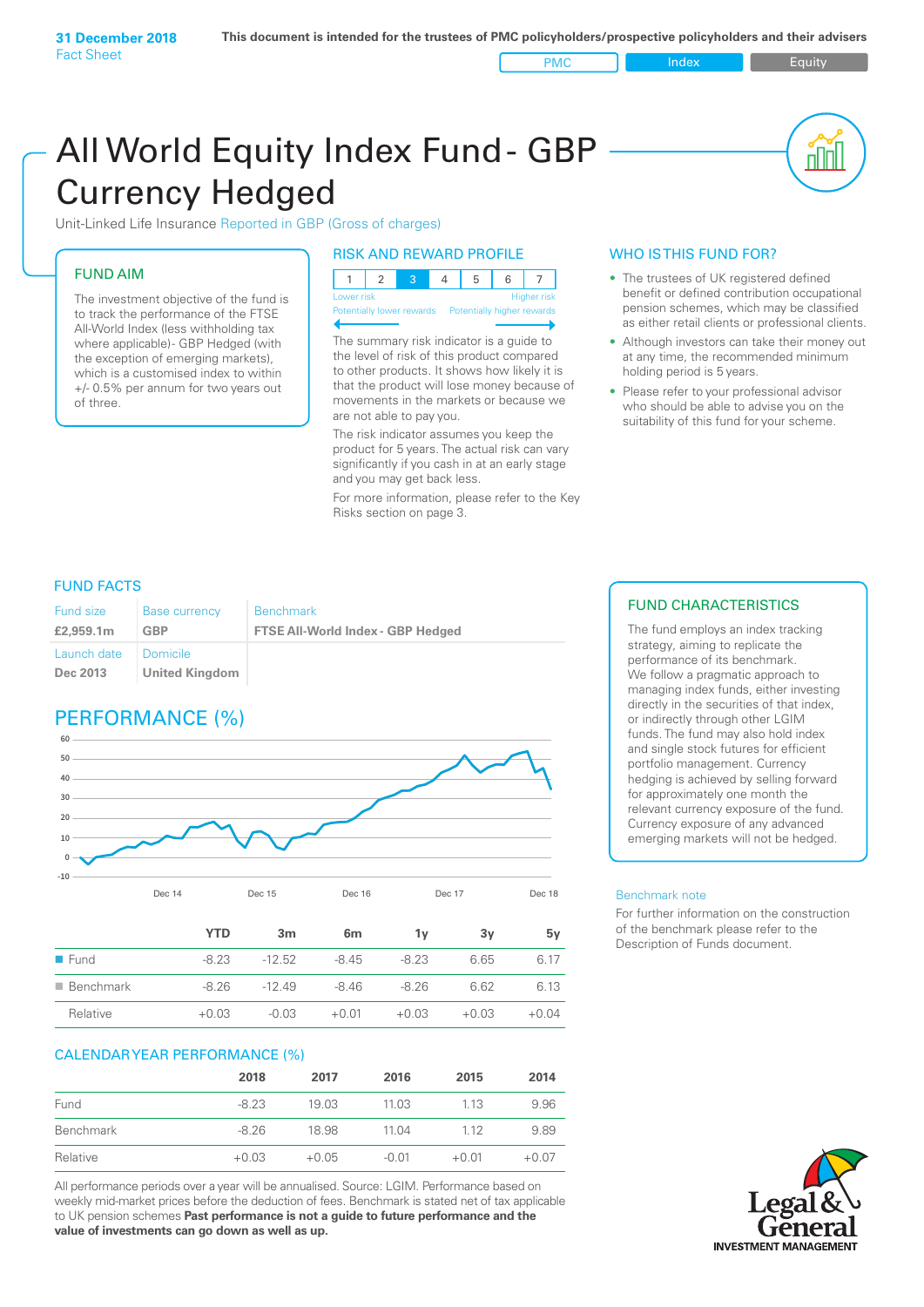31 December 2018
Fact Sheet

This document is intended for the trustees of PMC policyholders/prospective policyholders and their advisers

PMC | Index | Equity

# All World Equity Index Fund - GBP Currency Hedged

Unit-Linked Life Insurance Reported in GBP (Gross of charges)

## FUND AIM

The investment objective of the fund is to track the performance of the FTSE All-World Index (less withholding tax where applicable)- GBP Hedged (with the exception of emerging markets), which is a customised index to within +/- 0.5% per annum for two years out of three.

## RISK AND REWARD PROFILE

| 1 | 2 | 3 | 4 | 5 | 6 | 7 |
|---|---|---|---|---|---|---|

Lower risk — Potentially lower rewards
Higher risk — Potentially higher rewards

The summary risk indicator is a guide to the level of risk of this product compared to other products. It shows how likely it is that the product will lose money because of movements in the markets or because we are not able to pay you.

The risk indicator assumes you keep the product for 5 years. The actual risk can vary significantly if you cash in at an early stage and you may get back less.

For more information, please refer to the Key Risks section on page 3.

## WHO IS THIS FUND FOR?

- The trustees of UK registered defined benefit or defined contribution occupational pension schemes, which may be classified as either retail clients or professional clients.
- Although investors can take their money out at any time, the recommended minimum holding period is 5 years.
- Please refer to your professional advisor who should be able to advise you on the suitability of this fund for your scheme.

## FUND FACTS

| Fund size | Base currency | Benchmark |
|---|---|---|
| **£2,959.1m** | **GBP** | **FTSE All-World Index - GBP Hedged** |
| Launch date | Domicile | |
| **Dec 2013** | **United Kingdom** | |

## PERFORMANCE (%)

| | YTD | 3m | 6m | 1y | 3y | 5y |
|---|---|---|---|---|---|---|
| Fund | -8.23 | -12.52 | -8.45 | -8.23 | 6.65 | 6.17 |
| Benchmark | -8.26 | -12.49 | -8.46 | -8.26 | 6.62 | 6.13 |
| Relative | +0.03 | -0.03 | +0.01 | +0.03 | +0.03 | +0.04 |

## CALENDAR YEAR PERFORMANCE (%)

| | 2018 | 2017 | 2016 | 2015 | 2014 |
|---|---|---|---|---|---|
| Fund | -8.23 | 19.03 | 11.03 | 1.13 | 9.96 |
| Benchmark | -8.26 | 18.98 | 11.04 | 1.12 | 9.89 |
| Relative | +0.03 | +0.05 | -0.01 | +0.01 | +0.07 |

All performance periods over a year will be annualised. Source: LGIM. Performance based on weekly mid-market prices before the deduction of fees. Benchmark is stated net of tax applicable to UK pension schemes **Past performance is not a guide to future performance and the value of investments can go down as well as up.**

## FUND CHARACTERISTICS

The fund employs an index tracking strategy, aiming to replicate the performance of its benchmark. We follow a pragmatic approach to managing index funds, either investing directly in the securities of that index, or indirectly through other LGIM funds. The fund may also hold index and single stock futures for efficient portfolio management. Currency hedging is achieved by selling forward for approximately one month the relevant currency exposure of the fund. Currency exposure of any advanced emerging markets will not be hedged.

Benchmark note

For further information on the construction of the benchmark please refer to the Description of Funds document.

Legal & General
INVESTMENT MANAGEMENT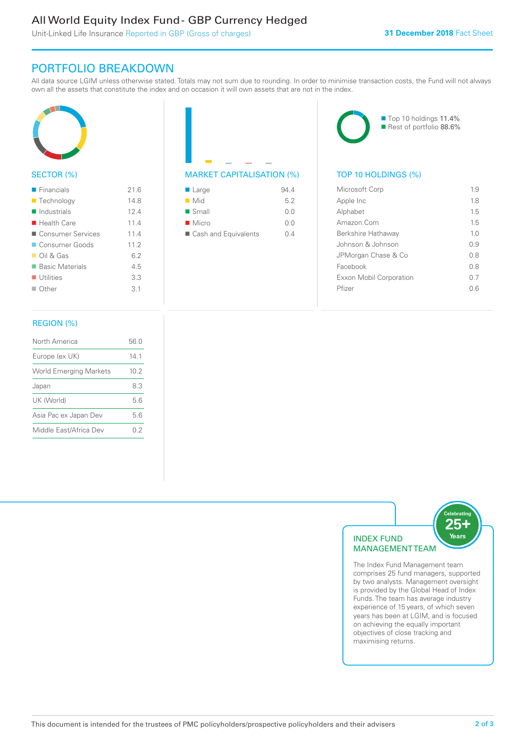# All World Equity Index Fund - GBP Currency Hedged

Unit-Linked Life Insurance Reported in GBP (Gross of charges)

**31 December 2018** Fact Sheet

## PORTFOLIO BREAKDOWN

All data source LGIM unless otherwise stated. Totals may not sum due to rounding. In order to minimise transaction costs, the Fund will not always own all the assets that constitute the index and on occasion it will own assets that are not in the index.

### SECTOR (%)

| Sector | % |
|---|---|
| Financials | 21.6 |
| Technology | 14.8 |
| Industrials | 12.4 |
| Health Care | 11.4 |
| Consumer Services | 11.4 |
| Consumer Goods | 11.2 |
| Oil & Gas | 6.2 |
| Basic Materials | 4.5 |
| Utilities | 3.3 |
| Other | 3.1 |

### MARKET CAPITALISATION (%)

| Market Cap | % |
|---|---|
| Large | 94.4 |
| Mid | 5.2 |
| Small | 0.0 |
| Micro | 0.0 |
| Cash and Equivalents | 0.4 |

Top 10 holdings 11.4%
Rest of portfolio 88.6%

### TOP 10 HOLDINGS (%)

| Holding | % |
|---|---|
| Microsoft Corp | 1.9 |
| Apple Inc | 1.8 |
| Alphabet | 1.5 |
| Amazon.Com | 1.5 |
| Berkshire Hathaway | 1.0 |
| Johnson & Johnson | 0.9 |
| JPMorgan Chase & Co | 0.8 |
| Facebook | 0.8 |
| Exxon Mobil Corporation | 0.7 |
| Pfizer | 0.6 |

### REGION (%)

| Region | % |
|---|---|
| North America | 56.0 |
| Europe (ex UK) | 14.1 |
| World Emerging Markets | 10.2 |
| Japan | 8.3 |
| UK (World) | 5.6 |
| Asia Pac ex Japan Dev | 5.6 |
| Middle East/Africa Dev | 0.2 |

### INDEX FUND MANAGEMENT TEAM

Celebrating 25+ Years

The Index Fund Management team comprises 25 fund managers, supported by two analysts. Management oversight is provided by the Global Head of Index Funds. The team has average industry experience of 15 years, of which seven years has been at LGIM, and is focused on achieving the equally important objectives of close tracking and maximising returns.

This document is intended for the trustees of PMC policyholders/prospective policyholders and their advisers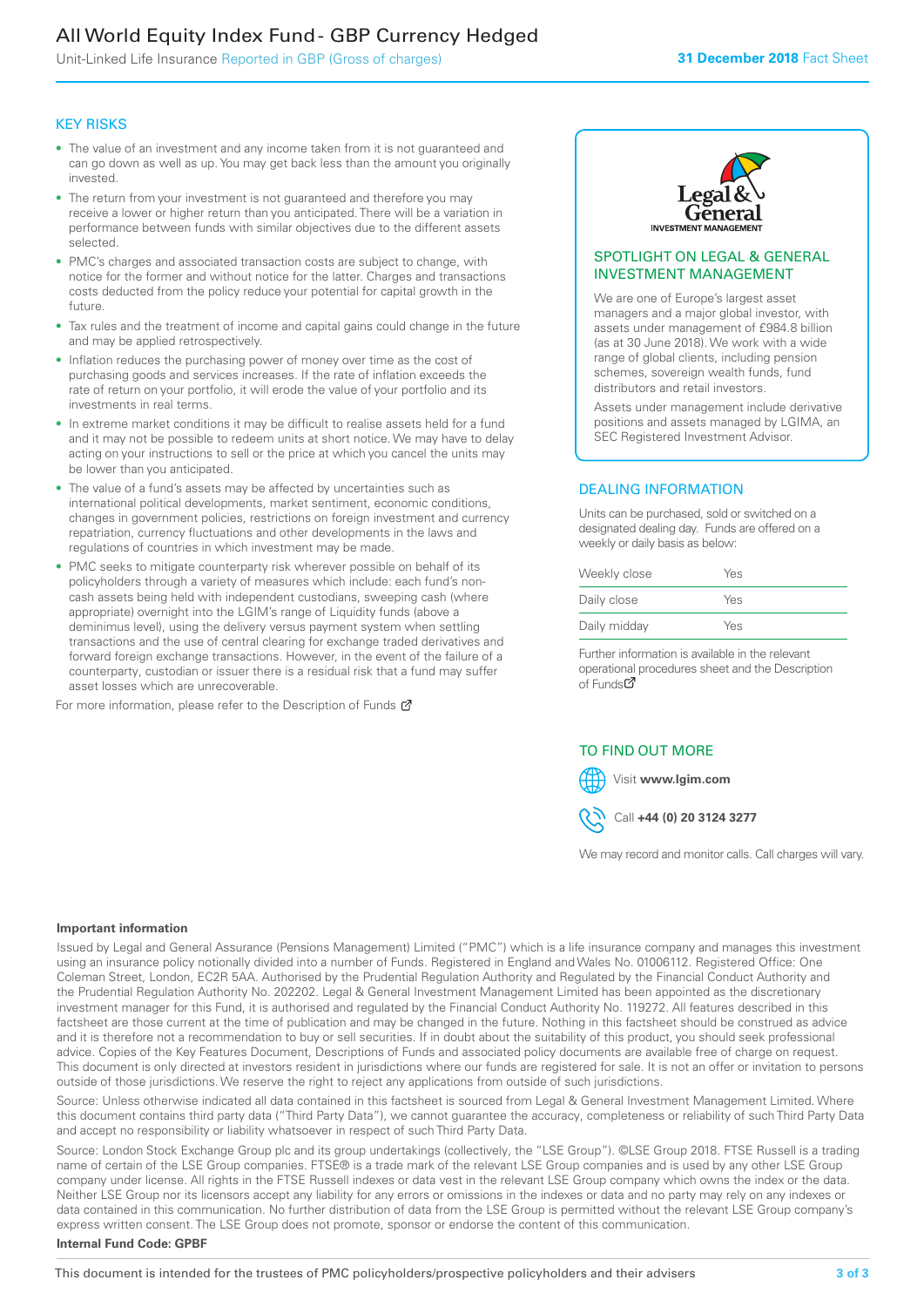# All World Equity Index Fund - GBP Currency Hedged

Unit-Linked Life Insurance Reported in GBP (Gross of charges)

31 December 2018 Fact Sheet

## KEY RISKS

- The value of an investment and any income taken from it is not guaranteed and can go down as well as up. You may get back less than the amount you originally invested.
- The return from your investment is not guaranteed and therefore you may receive a lower or higher return than you anticipated. There will be a variation in performance between funds with similar objectives due to the different assets selected.
- PMC's charges and associated transaction costs are subject to change, with notice for the former and without notice for the latter. Charges and transactions costs deducted from the policy reduce your potential for capital growth in the future.
- Tax rules and the treatment of income and capital gains could change in the future and may be applied retrospectively.
- Inflation reduces the purchasing power of money over time as the cost of purchasing goods and services increases. If the rate of inflation exceeds the rate of return on your portfolio, it will erode the value of your portfolio and its investments in real terms.
- In extreme market conditions it may be difficult to realise assets held for a fund and it may not be possible to redeem units at short notice. We may have to delay acting on your instructions to sell or the price at which you cancel the units may be lower than you anticipated.
- The value of a fund's assets may be affected by uncertainties such as international political developments, market sentiment, economic conditions, changes in government policies, restrictions on foreign investment and currency repatriation, currency fluctuations and other developments in the laws and regulations of countries in which investment may be made.
- PMC seeks to mitigate counterparty risk wherever possible on behalf of its policyholders through a variety of measures which include: each fund's non-cash assets being held with independent custodians, sweeping cash (where appropriate) overnight into the LGIM's range of Liquidity funds (above a deminimus level), using the delivery versus payment system when settling transactions and the use of central clearing for exchange traded derivatives and forward foreign exchange transactions. However, in the event of the failure of a counterparty, custodian or issuer there is a residual risk that a fund may suffer asset losses which are unrecoverable.

For more information, please refer to the Description of Funds

## SPOTLIGHT ON LEGAL & GENERAL INVESTMENT MANAGEMENT

We are one of Europe's largest asset managers and a major global investor, with assets under management of £984.8 billion (as at 30 June 2018). We work with a wide range of global clients, including pension schemes, sovereign wealth funds, fund distributors and retail investors.

Assets under management include derivative positions and assets managed by LGIMA, an SEC Registered Investment Advisor.

## DEALING INFORMATION

Units can be purchased, sold or switched on a designated dealing day. Funds are offered on a weekly or daily basis as below:

| | |
|---|---|
| Weekly close | Yes |
| Daily close | Yes |
| Daily midday | Yes |

Further information is available in the relevant operational procedures sheet and the Description of Funds

## TO FIND OUT MORE

Visit **www.lgim.com**

Call **+44 (0) 20 3124 3277**

We may record and monitor calls. Call charges will vary.

**Important information**

Issued by Legal and General Assurance (Pensions Management) Limited ("PMC") which is a life insurance company and manages this investment using an insurance policy notionally divided into a number of Funds. Registered in England and Wales No. 01006112. Registered Office: One Coleman Street, London, EC2R 5AA. Authorised by the Prudential Regulation Authority and Regulated by the Financial Conduct Authority and the Prudential Regulation Authority No. 202202. Legal & General Investment Management Limited has been appointed as the discretionary investment manager for this Fund, it is authorised and regulated by the Financial Conduct Authority No. 119272. All features described in this factsheet are those current at the time of publication and may be changed in the future. Nothing in this factsheet should be construed as advice and it is therefore not a recommendation to buy or sell securities. If in doubt about the suitability of this product, you should seek professional advice. Copies of the Key Features Document, Descriptions of Funds and associated policy documents are available free of charge on request. This document is only directed at investors resident in jurisdictions where our funds are registered for sale. It is not an offer or invitation to persons outside of those jurisdictions. We reserve the right to reject any applications from outside of such jurisdictions.

Source: Unless otherwise indicated all data contained in this factsheet is sourced from Legal & General Investment Management Limited. Where this document contains third party data ("Third Party Data"), we cannot guarantee the accuracy, completeness or reliability of such Third Party Data and accept no responsibility or liability whatsoever in respect of such Third Party Data.

Source: London Stock Exchange Group plc and its group undertakings (collectively, the "LSE Group"). ©LSE Group 2018. FTSE Russell is a trading name of certain of the LSE Group companies. FTSE® is a trade mark of the relevant LSE Group companies and is used by any other LSE Group company under license. All rights in the FTSE Russell indexes or data vest in the relevant LSE Group company which owns the index or the data. Neither LSE Group nor its licensors accept any liability for any errors or omissions in the indexes or data and no party may rely on any indexes or data contained in this communication. No further distribution of data from the LSE Group is permitted without the relevant LSE Group company's express written consent. The LSE Group does not promote, sponsor or endorse the content of this communication.

**Internal Fund Code: GPBF**

This document is intended for the trustees of PMC policyholders/prospective policyholders and their advisers